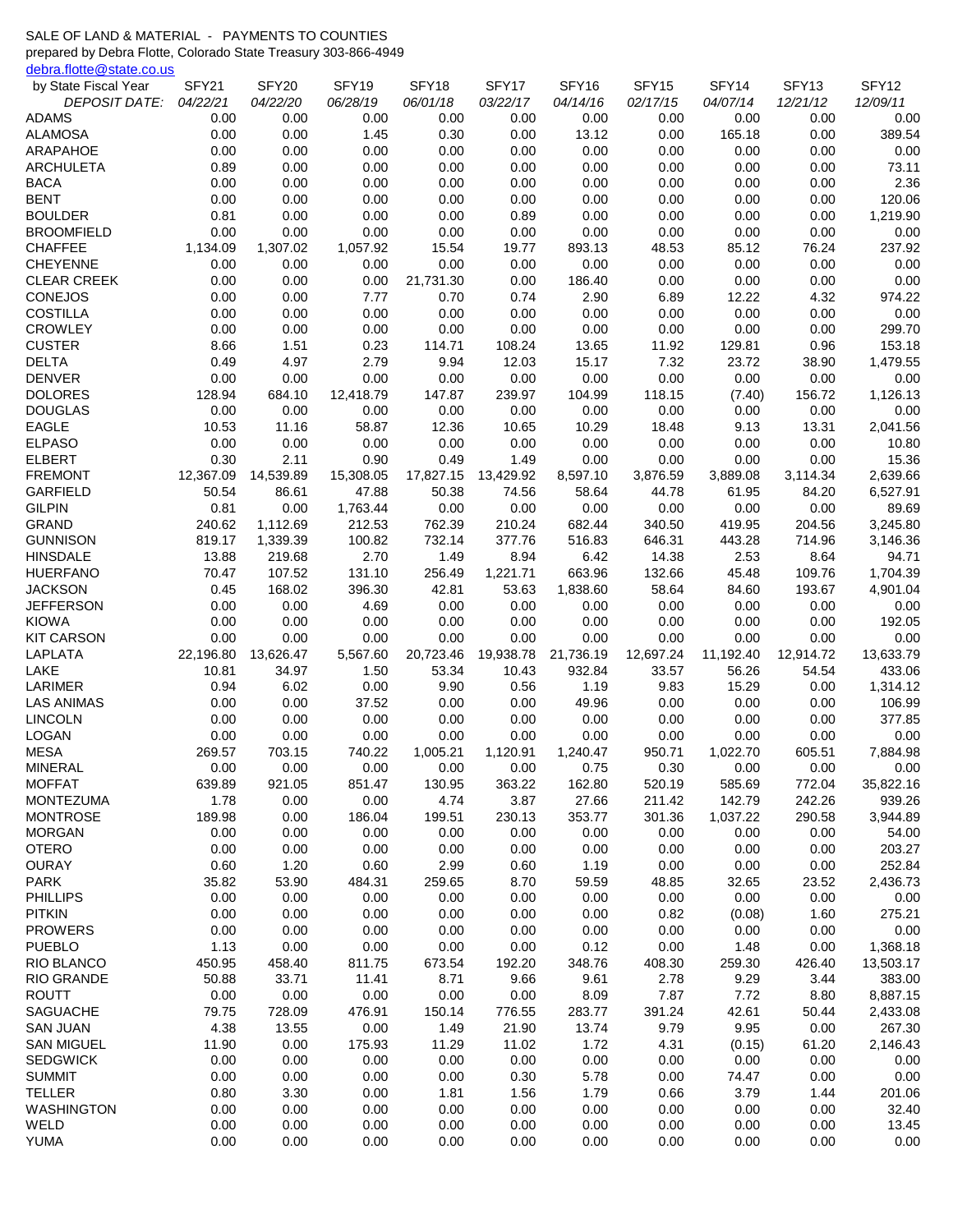SALE OF LAND & MATERIAL - PAYMENTS TO COUNTIES

prepared by Debra Flotte, Colorado State Treasury 303-866-4949

debra.flotte@state.co.us

| by State Fiscal Year | SFY21 | SFY20 | SFY19 | SFY18 | SFY17 | SFY16 | SFY15 | SFY14 | SFY13 | SFY12 |
|---|---|---|---|---|---|---|---|---|---|---|
| *DEPOSIT DATE:* | *04/22/21* | *04/22/20* | *06/28/19* | *06/01/18* | *03/22/17* | *04/14/16* | *02/17/15* | *04/07/14* | *12/21/12* | *12/09/11* |
| ADAMS | 0.00 | 0.00 | 0.00 | 0.00 | 0.00 | 0.00 | 0.00 | 0.00 | 0.00 | 0.00 |
| ALAMOSA | 0.00 | 0.00 | 1.45 | 0.30 | 0.00 | 13.12 | 0.00 | 165.18 | 0.00 | 389.54 |
| ARAPAHOE | 0.00 | 0.00 | 0.00 | 0.00 | 0.00 | 0.00 | 0.00 | 0.00 | 0.00 | 0.00 |
| ARCHULETA | 0.89 | 0.00 | 0.00 | 0.00 | 0.00 | 0.00 | 0.00 | 0.00 | 0.00 | 73.11 |
| BACA | 0.00 | 0.00 | 0.00 | 0.00 | 0.00 | 0.00 | 0.00 | 0.00 | 0.00 | 2.36 |
| BENT | 0.00 | 0.00 | 0.00 | 0.00 | 0.00 | 0.00 | 0.00 | 0.00 | 0.00 | 120.06 |
| BOULDER | 0.81 | 0.00 | 0.00 | 0.00 | 0.89 | 0.00 | 0.00 | 0.00 | 0.00 | 1,219.90 |
| BROOMFIELD | 0.00 | 0.00 | 0.00 | 0.00 | 0.00 | 0.00 | 0.00 | 0.00 | 0.00 | 0.00 |
| CHAFFEE | 1,134.09 | 1,307.02 | 1,057.92 | 15.54 | 19.77 | 893.13 | 48.53 | 85.12 | 76.24 | 237.92 |
| CHEYENNE | 0.00 | 0.00 | 0.00 | 0.00 | 0.00 | 0.00 | 0.00 | 0.00 | 0.00 | 0.00 |
| CLEAR CREEK | 0.00 | 0.00 | 0.00 | 21,731.30 | 0.00 | 186.40 | 0.00 | 0.00 | 0.00 | 0.00 |
| CONEJOS | 0.00 | 0.00 | 7.77 | 0.70 | 0.74 | 2.90 | 6.89 | 12.22 | 4.32 | 974.22 |
| COSTILLA | 0.00 | 0.00 | 0.00 | 0.00 | 0.00 | 0.00 | 0.00 | 0.00 | 0.00 | 0.00 |
| CROWLEY | 0.00 | 0.00 | 0.00 | 0.00 | 0.00 | 0.00 | 0.00 | 0.00 | 0.00 | 299.70 |
| CUSTER | 8.66 | 1.51 | 0.23 | 114.71 | 108.24 | 13.65 | 11.92 | 129.81 | 0.96 | 153.18 |
| DELTA | 0.49 | 4.97 | 2.79 | 9.94 | 12.03 | 15.17 | 7.32 | 23.72 | 38.90 | 1,479.55 |
| DENVER | 0.00 | 0.00 | 0.00 | 0.00 | 0.00 | 0.00 | 0.00 | 0.00 | 0.00 | 0.00 |
| DOLORES | 128.94 | 684.10 | 12,418.79 | 147.87 | 239.97 | 104.99 | 118.15 | (7.40) | 156.72 | 1,126.13 |
| DOUGLAS | 0.00 | 0.00 | 0.00 | 0.00 | 0.00 | 0.00 | 0.00 | 0.00 | 0.00 | 0.00 |
| EAGLE | 10.53 | 11.16 | 58.87 | 12.36 | 10.65 | 10.29 | 18.48 | 9.13 | 13.31 | 2,041.56 |
| ELPASO | 0.00 | 0.00 | 0.00 | 0.00 | 0.00 | 0.00 | 0.00 | 0.00 | 0.00 | 10.80 |
| ELBERT | 0.30 | 2.11 | 0.90 | 0.49 | 1.49 | 0.00 | 0.00 | 0.00 | 0.00 | 15.36 |
| FREMONT | 12,367.09 | 14,539.89 | 15,308.05 | 17,827.15 | 13,429.92 | 8,597.10 | 3,876.59 | 3,889.08 | 3,114.34 | 2,639.66 |
| GARFIELD | 50.54 | 86.61 | 47.88 | 50.38 | 74.56 | 58.64 | 44.78 | 61.95 | 84.20 | 6,527.91 |
| GILPIN | 0.81 | 0.00 | 1,763.44 | 0.00 | 0.00 | 0.00 | 0.00 | 0.00 | 0.00 | 89.69 |
| GRAND | 240.62 | 1,112.69 | 212.53 | 762.39 | 210.24 | 682.44 | 340.50 | 419.95 | 204.56 | 3,245.80 |
| GUNNISON | 819.17 | 1,339.39 | 100.82 | 732.14 | 377.76 | 516.83 | 646.31 | 443.28 | 714.96 | 3,146.36 |
| HINSDALE | 13.88 | 219.68 | 2.70 | 1.49 | 8.94 | 6.42 | 14.38 | 2.53 | 8.64 | 94.71 |
| HUERFANO | 70.47 | 107.52 | 131.10 | 256.49 | 1,221.71 | 663.96 | 132.66 | 45.48 | 109.76 | 1,704.39 |
| JACKSON | 0.45 | 168.02 | 396.30 | 42.81 | 53.63 | 1,838.60 | 58.64 | 84.60 | 193.67 | 4,901.04 |
| JEFFERSON | 0.00 | 0.00 | 4.69 | 0.00 | 0.00 | 0.00 | 0.00 | 0.00 | 0.00 | 0.00 |
| KIOWA | 0.00 | 0.00 | 0.00 | 0.00 | 0.00 | 0.00 | 0.00 | 0.00 | 0.00 | 192.05 |
| KIT CARSON | 0.00 | 0.00 | 0.00 | 0.00 | 0.00 | 0.00 | 0.00 | 0.00 | 0.00 | 0.00 |
| LAPLATA | 22,196.80 | 13,626.47 | 5,567.60 | 20,723.46 | 19,938.78 | 21,736.19 | 12,697.24 | 11,192.40 | 12,914.72 | 13,633.79 |
| LAKE | 10.81 | 34.97 | 1.50 | 53.34 | 10.43 | 932.84 | 33.57 | 56.26 | 54.54 | 433.06 |
| LARIMER | 0.94 | 6.02 | 0.00 | 9.90 | 0.56 | 1.19 | 9.83 | 15.29 | 0.00 | 1,314.12 |
| LAS ANIMAS | 0.00 | 0.00 | 37.52 | 0.00 | 0.00 | 49.96 | 0.00 | 0.00 | 0.00 | 106.99 |
| LINCOLN | 0.00 | 0.00 | 0.00 | 0.00 | 0.00 | 0.00 | 0.00 | 0.00 | 0.00 | 377.85 |
| LOGAN | 0.00 | 0.00 | 0.00 | 0.00 | 0.00 | 0.00 | 0.00 | 0.00 | 0.00 | 0.00 |
| MESA | 269.57 | 703.15 | 740.22 | 1,005.21 | 1,120.91 | 1,240.47 | 950.71 | 1,022.70 | 605.51 | 7,884.98 |
| MINERAL | 0.00 | 0.00 | 0.00 | 0.00 | 0.00 | 0.75 | 0.30 | 0.00 | 0.00 | 0.00 |
| MOFFAT | 639.89 | 921.05 | 851.47 | 130.95 | 363.22 | 162.80 | 520.19 | 585.69 | 772.04 | 35,822.16 |
| MONTEZUMA | 1.78 | 0.00 | 0.00 | 4.74 | 3.87 | 27.66 | 211.42 | 142.79 | 242.26 | 939.26 |
| MONTROSE | 189.98 | 0.00 | 186.04 | 199.51 | 230.13 | 353.77 | 301.36 | 1,037.22 | 290.58 | 3,944.89 |
| MORGAN | 0.00 | 0.00 | 0.00 | 0.00 | 0.00 | 0.00 | 0.00 | 0.00 | 0.00 | 54.00 |
| OTERO | 0.00 | 0.00 | 0.00 | 0.00 | 0.00 | 0.00 | 0.00 | 0.00 | 0.00 | 203.27 |
| OURAY | 0.60 | 1.20 | 0.60 | 2.99 | 0.60 | 1.19 | 0.00 | 0.00 | 0.00 | 252.84 |
| PARK | 35.82 | 53.90 | 484.31 | 259.65 | 8.70 | 59.59 | 48.85 | 32.65 | 23.52 | 2,436.73 |
| PHILLIPS | 0.00 | 0.00 | 0.00 | 0.00 | 0.00 | 0.00 | 0.00 | 0.00 | 0.00 | 0.00 |
| PITKIN | 0.00 | 0.00 | 0.00 | 0.00 | 0.00 | 0.00 | 0.82 | (0.08) | 1.60 | 275.21 |
| PROWERS | 0.00 | 0.00 | 0.00 | 0.00 | 0.00 | 0.00 | 0.00 | 0.00 | 0.00 | 0.00 |
| PUEBLO | 1.13 | 0.00 | 0.00 | 0.00 | 0.00 | 0.12 | 0.00 | 1.48 | 0.00 | 1,368.18 |
| RIO BLANCO | 450.95 | 458.40 | 811.75 | 673.54 | 192.20 | 348.76 | 408.30 | 259.30 | 426.40 | 13,503.17 |
| RIO GRANDE | 50.88 | 33.71 | 11.41 | 8.71 | 9.66 | 9.61 | 2.78 | 9.29 | 3.44 | 383.00 |
| ROUTT | 0.00 | 0.00 | 0.00 | 0.00 | 0.00 | 8.09 | 7.87 | 7.72 | 8.80 | 8,887.15 |
| SAGUACHE | 79.75 | 728.09 | 476.91 | 150.14 | 776.55 | 283.77 | 391.24 | 42.61 | 50.44 | 2,433.08 |
| SAN JUAN | 4.38 | 13.55 | 0.00 | 1.49 | 21.90 | 13.74 | 9.79 | 9.95 | 0.00 | 267.30 |
| SAN MIGUEL | 11.90 | 0.00 | 175.93 | 11.29 | 11.02 | 1.72 | 4.31 | (0.15) | 61.20 | 2,146.43 |
| SEDGWICK | 0.00 | 0.00 | 0.00 | 0.00 | 0.00 | 0.00 | 0.00 | 0.00 | 0.00 | 0.00 |
| SUMMIT | 0.00 | 0.00 | 0.00 | 0.00 | 0.30 | 5.78 | 0.00 | 74.47 | 0.00 | 0.00 |
| TELLER | 0.80 | 3.30 | 0.00 | 1.81 | 1.56 | 1.79 | 0.66 | 3.79 | 1.44 | 201.06 |
| WASHINGTON | 0.00 | 0.00 | 0.00 | 0.00 | 0.00 | 0.00 | 0.00 | 0.00 | 0.00 | 32.40 |
| WELD | 0.00 | 0.00 | 0.00 | 0.00 | 0.00 | 0.00 | 0.00 | 0.00 | 0.00 | 13.45 |
| YUMA | 0.00 | 0.00 | 0.00 | 0.00 | 0.00 | 0.00 | 0.00 | 0.00 | 0.00 | 0.00 |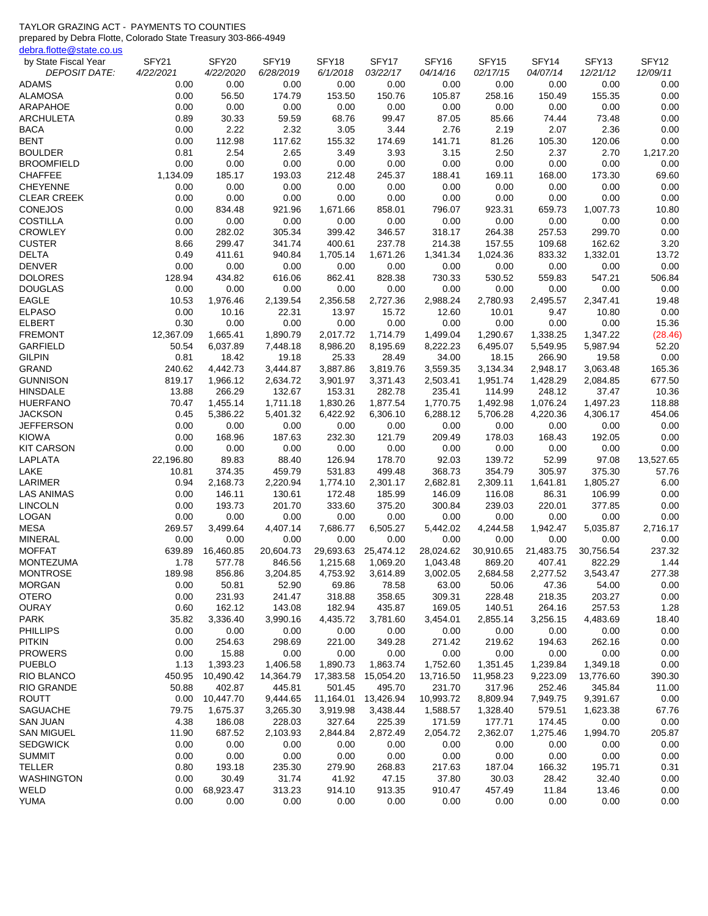TAYLOR GRAZING ACT - PAYMENTS TO COUNTIES

prepared by Debra Flotte, Colorado State Treasury 303-866-4949

debra.flotte@state.co.us

| by State Fiscal Year | SFY21 | SFY20 | SFY19 | SFY18 | SFY17 | SFY16 | SFY15 | SFY14 | SFY13 | SFY12 |
|---|---|---|---|---|---|---|---|---|---|---|
| *DEPOSIT DATE:* | *4/22/2021* | *4/22/2020* | *6/28/2019* | *6/1/2018* | *03/22/17* | *04/14/16* | *02/17/15* | *04/07/14* | *12/21/12* | *12/09/11* |
| ADAMS | 0.00 | 0.00 | 0.00 | 0.00 | 0.00 | 0.00 | 0.00 | 0.00 | 0.00 | 0.00 |
| ALAMOSA | 0.00 | 56.50 | 174.79 | 153.50 | 150.76 | 105.87 | 258.16 | 150.49 | 155.35 | 0.00 |
| ARAPAHOE | 0.00 | 0.00 | 0.00 | 0.00 | 0.00 | 0.00 | 0.00 | 0.00 | 0.00 | 0.00 |
| ARCHULETA | 0.89 | 30.33 | 59.59 | 68.76 | 99.47 | 87.05 | 85.66 | 74.44 | 73.48 | 0.00 |
| BACA | 0.00 | 2.22 | 2.32 | 3.05 | 3.44 | 2.76 | 2.19 | 2.07 | 2.36 | 0.00 |
| BENT | 0.00 | 112.98 | 117.62 | 155.32 | 174.69 | 141.71 | 81.26 | 105.30 | 120.06 | 0.00 |
| BOULDER | 0.81 | 2.54 | 2.65 | 3.49 | 3.93 | 3.15 | 2.50 | 2.37 | 2.70 | 1,217.20 |
| BROOMFIELD | 0.00 | 0.00 | 0.00 | 0.00 | 0.00 | 0.00 | 0.00 | 0.00 | 0.00 | 0.00 |
| CHAFFEE | 1,134.09 | 185.17 | 193.03 | 212.48 | 245.37 | 188.41 | 169.11 | 168.00 | 173.30 | 69.60 |
| CHEYENNE | 0.00 | 0.00 | 0.00 | 0.00 | 0.00 | 0.00 | 0.00 | 0.00 | 0.00 | 0.00 |
| CLEAR CREEK | 0.00 | 0.00 | 0.00 | 0.00 | 0.00 | 0.00 | 0.00 | 0.00 | 0.00 | 0.00 |
| CONEJOS | 0.00 | 834.48 | 921.96 | 1,671.66 | 858.01 | 796.07 | 923.31 | 659.73 | 1,007.73 | 10.80 |
| COSTILLA | 0.00 | 0.00 | 0.00 | 0.00 | 0.00 | 0.00 | 0.00 | 0.00 | 0.00 | 0.00 |
| CROWLEY | 0.00 | 282.02 | 305.34 | 399.42 | 346.57 | 318.17 | 264.38 | 257.53 | 299.70 | 0.00 |
| CUSTER | 8.66 | 299.47 | 341.74 | 400.61 | 237.78 | 214.38 | 157.55 | 109.68 | 162.62 | 3.20 |
| DELTA | 0.49 | 411.61 | 940.84 | 1,705.14 | 1,671.26 | 1,341.34 | 1,024.36 | 833.32 | 1,332.01 | 13.72 |
| DENVER | 0.00 | 0.00 | 0.00 | 0.00 | 0.00 | 0.00 | 0.00 | 0.00 | 0.00 | 0.00 |
| DOLORES | 128.94 | 434.82 | 616.06 | 862.41 | 828.38 | 730.33 | 530.52 | 559.83 | 547.21 | 506.84 |
| DOUGLAS | 0.00 | 0.00 | 0.00 | 0.00 | 0.00 | 0.00 | 0.00 | 0.00 | 0.00 | 0.00 |
| EAGLE | 10.53 | 1,976.46 | 2,139.54 | 2,356.58 | 2,727.36 | 2,988.24 | 2,780.93 | 2,495.57 | 2,347.41 | 19.48 |
| ELPASO | 0.00 | 10.16 | 22.31 | 13.97 | 15.72 | 12.60 | 10.01 | 9.47 | 10.80 | 0.00 |
| ELBERT | 0.30 | 0.00 | 0.00 | 0.00 | 0.00 | 0.00 | 0.00 | 0.00 | 0.00 | 15.36 |
| FREMONT | 12,367.09 | 1,665.41 | 1,890.79 | 2,017.72 | 1,714.79 | 1,499.04 | 1,290.67 | 1,338.25 | 1,347.22 | (28.46) |
| GARFIELD | 50.54 | 6,037.89 | 7,448.18 | 8,986.20 | 8,195.69 | 8,222.23 | 6,495.07 | 5,549.95 | 5,987.94 | 52.20 |
| GILPIN | 0.81 | 18.42 | 19.18 | 25.33 | 28.49 | 34.00 | 18.15 | 266.90 | 19.58 | 0.00 |
| GRAND | 240.62 | 4,442.73 | 3,444.87 | 3,887.86 | 3,819.76 | 3,559.35 | 3,134.34 | 2,948.17 | 3,063.48 | 165.36 |
| GUNNISON | 819.17 | 1,966.12 | 2,634.72 | 3,901.97 | 3,371.43 | 2,503.41 | 1,951.74 | 1,428.29 | 2,084.85 | 677.50 |
| HINSDALE | 13.88 | 266.29 | 132.67 | 153.31 | 282.78 | 235.41 | 114.99 | 248.12 | 37.47 | 10.36 |
| HUERFANO | 70.47 | 1,455.14 | 1,711.18 | 1,830.26 | 1,877.54 | 1,770.75 | 1,492.98 | 1,076.24 | 1,497.23 | 118.88 |
| JACKSON | 0.45 | 5,386.22 | 5,401.32 | 6,422.92 | 6,306.10 | 6,288.12 | 5,706.28 | 4,220.36 | 4,306.17 | 454.06 |
| JEFFERSON | 0.00 | 0.00 | 0.00 | 0.00 | 0.00 | 0.00 | 0.00 | 0.00 | 0.00 | 0.00 |
| KIOWA | 0.00 | 168.96 | 187.63 | 232.30 | 121.79 | 209.49 | 178.03 | 168.43 | 192.05 | 0.00 |
| KIT CARSON | 0.00 | 0.00 | 0.00 | 0.00 | 0.00 | 0.00 | 0.00 | 0.00 | 0.00 | 0.00 |
| LAPLATA | 22,196.80 | 89.83 | 88.40 | 126.94 | 178.70 | 92.03 | 139.72 | 52.99 | 97.08 | 13,527.65 |
| LAKE | 10.81 | 374.35 | 459.79 | 531.83 | 499.48 | 368.73 | 354.79 | 305.97 | 375.30 | 57.76 |
| LARIMER | 0.94 | 2,168.73 | 2,220.94 | 1,774.10 | 2,301.17 | 2,682.81 | 2,309.11 | 1,641.81 | 1,805.27 | 6.00 |
| LAS ANIMAS | 0.00 | 146.11 | 130.61 | 172.48 | 185.99 | 146.09 | 116.08 | 86.31 | 106.99 | 0.00 |
| LINCOLN | 0.00 | 193.73 | 201.70 | 333.60 | 375.20 | 300.84 | 239.03 | 220.01 | 377.85 | 0.00 |
| LOGAN | 0.00 | 0.00 | 0.00 | 0.00 | 0.00 | 0.00 | 0.00 | 0.00 | 0.00 | 0.00 |
| MESA | 269.57 | 3,499.64 | 4,407.14 | 7,686.77 | 6,505.27 | 5,442.02 | 4,244.58 | 1,942.47 | 5,035.87 | 2,716.17 |
| MINERAL | 0.00 | 0.00 | 0.00 | 0.00 | 0.00 | 0.00 | 0.00 | 0.00 | 0.00 | 0.00 |
| MOFFAT | 639.89 | 16,460.85 | 20,604.73 | 29,693.63 | 25,474.12 | 28,024.62 | 30,910.65 | 21,483.75 | 30,756.54 | 237.32 |
| MONTEZUMA | 1.78 | 577.78 | 846.56 | 1,215.68 | 1,069.20 | 1,043.48 | 869.20 | 407.41 | 822.29 | 1.44 |
| MONTROSE | 189.98 | 856.86 | 3,204.85 | 4,753.92 | 3,614.89 | 3,002.05 | 2,684.58 | 2,277.52 | 3,543.47 | 277.38 |
| MORGAN | 0.00 | 50.81 | 52.90 | 69.86 | 78.58 | 63.00 | 50.06 | 47.36 | 54.00 | 0.00 |
| OTERO | 0.00 | 231.93 | 241.47 | 318.88 | 358.65 | 309.31 | 228.48 | 218.35 | 203.27 | 0.00 |
| OURAY | 0.60 | 162.12 | 143.08 | 182.94 | 435.87 | 169.05 | 140.51 | 264.16 | 257.53 | 1.28 |
| PARK | 35.82 | 3,336.40 | 3,990.16 | 4,435.72 | 3,781.60 | 3,454.01 | 2,855.14 | 3,256.15 | 4,483.69 | 18.40 |
| PHILLIPS | 0.00 | 0.00 | 0.00 | 0.00 | 0.00 | 0.00 | 0.00 | 0.00 | 0.00 | 0.00 |
| PITKIN | 0.00 | 254.63 | 298.69 | 221.00 | 349.28 | 271.42 | 219.62 | 194.63 | 262.16 | 0.00 |
| PROWERS | 0.00 | 15.88 | 0.00 | 0.00 | 0.00 | 0.00 | 0.00 | 0.00 | 0.00 | 0.00 |
| PUEBLO | 1.13 | 1,393.23 | 1,406.58 | 1,890.73 | 1,863.74 | 1,752.60 | 1,351.45 | 1,239.84 | 1,349.18 | 0.00 |
| RIO BLANCO | 450.95 | 10,490.42 | 14,364.79 | 17,383.58 | 15,054.20 | 13,716.50 | 11,958.23 | 9,223.09 | 13,776.60 | 390.30 |
| RIO GRANDE | 50.88 | 402.87 | 445.81 | 501.45 | 495.70 | 231.70 | 317.96 | 252.46 | 345.84 | 11.00 |
| ROUTT | 0.00 | 10,447.70 | 9,444.65 | 11,164.01 | 13,426.94 | 10,993.72 | 8,809.94 | 7,949.75 | 9,391.67 | 0.00 |
| SAGUACHE | 79.75 | 1,675.37 | 3,265.30 | 3,919.98 | 3,438.44 | 1,588.57 | 1,328.40 | 579.51 | 1,623.38 | 67.76 |
| SAN JUAN | 4.38 | 186.08 | 228.03 | 327.64 | 225.39 | 171.59 | 177.71 | 174.45 | 0.00 | 0.00 |
| SAN MIGUEL | 11.90 | 687.52 | 2,103.93 | 2,844.84 | 2,872.49 | 2,054.72 | 2,362.07 | 1,275.46 | 1,994.70 | 205.87 |
| SEDGWICK | 0.00 | 0.00 | 0.00 | 0.00 | 0.00 | 0.00 | 0.00 | 0.00 | 0.00 | 0.00 |
| SUMMIT | 0.00 | 0.00 | 0.00 | 0.00 | 0.00 | 0.00 | 0.00 | 0.00 | 0.00 | 0.00 |
| TELLER | 0.80 | 193.18 | 235.30 | 279.90 | 268.83 | 217.63 | 187.04 | 166.32 | 195.71 | 0.31 |
| WASHINGTON | 0.00 | 30.49 | 31.74 | 41.92 | 47.15 | 37.80 | 30.03 | 28.42 | 32.40 | 0.00 |
| WELD | 0.00 | 68,923.47 | 313.23 | 914.10 | 913.35 | 910.47 | 457.49 | 11.84 | 13.46 | 0.00 |
| YUMA | 0.00 | 0.00 | 0.00 | 0.00 | 0.00 | 0.00 | 0.00 | 0.00 | 0.00 | 0.00 |